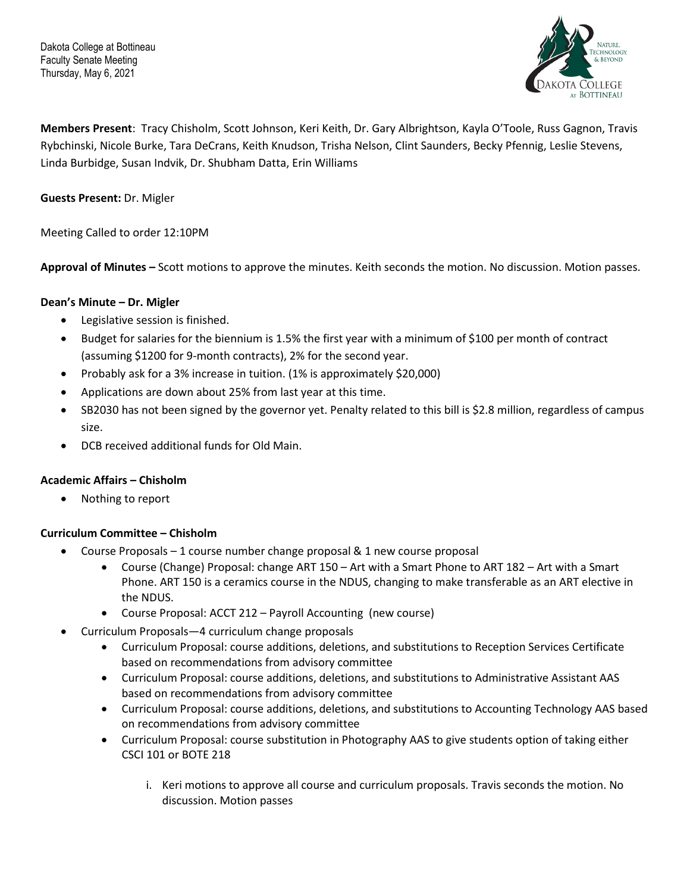Dakota College at Bottineau
Faculty Senate Meeting
Thursday, May 6, 2021

**Members Present**: Tracy Chisholm, Scott Johnson, Keri Keith, Dr. Gary Albrightson, Kayla O'Toole, Russ Gagnon, Travis Rybchinski, Nicole Burke, Tara DeCrans, Keith Knudson, Trisha Nelson, Clint Saunders, Becky Pfennig, Leslie Stevens, Linda Burbidge, Susan Indvik, Dr. Shubham Datta, Erin Williams

**Guests Present:** Dr. Migler

Meeting Called to order 12:10PM

**Approval of Minutes –** Scott motions to approve the minutes. Keith seconds the motion. No discussion. Motion passes.

**Dean's Minute – Dr. Migler**

- Legislative session is finished.
- Budget for salaries for the biennium is 1.5% the first year with a minimum of $100 per month of contract (assuming $1200 for 9-month contracts), 2% for the second year.
- Probably ask for a 3% increase in tuition. (1% is approximately $20,000)
- Applications are down about 25% from last year at this time.
- SB2030 has not been signed by the governor yet. Penalty related to this bill is $2.8 million, regardless of campus size.
- DCB received additional funds for Old Main.

**Academic Affairs – Chisholm**

- Nothing to report

**Curriculum Committee – Chisholm**

- Course Proposals – 1 course number change proposal & 1 new course proposal
  - Course (Change) Proposal: change ART 150 – Art with a Smart Phone to ART 182 – Art with a Smart Phone. ART 150 is a ceramics course in the NDUS, changing to make transferable as an ART elective in the NDUS.
  - Course Proposal: ACCT 212 – Payroll Accounting (new course)
- Curriculum Proposals—4 curriculum change proposals
  - Curriculum Proposal: course additions, deletions, and substitutions to Reception Services Certificate based on recommendations from advisory committee
  - Curriculum Proposal: course additions, deletions, and substitutions to Administrative Assistant AAS based on recommendations from advisory committee
  - Curriculum Proposal: course additions, deletions, and substitutions to Accounting Technology AAS based on recommendations from advisory committee
  - Curriculum Proposal: course substitution in Photography AAS to give students option of taking either CSCI 101 or BOTE 218

    i. Keri motions to approve all course and curriculum proposals. Travis seconds the motion. No discussion. Motion passes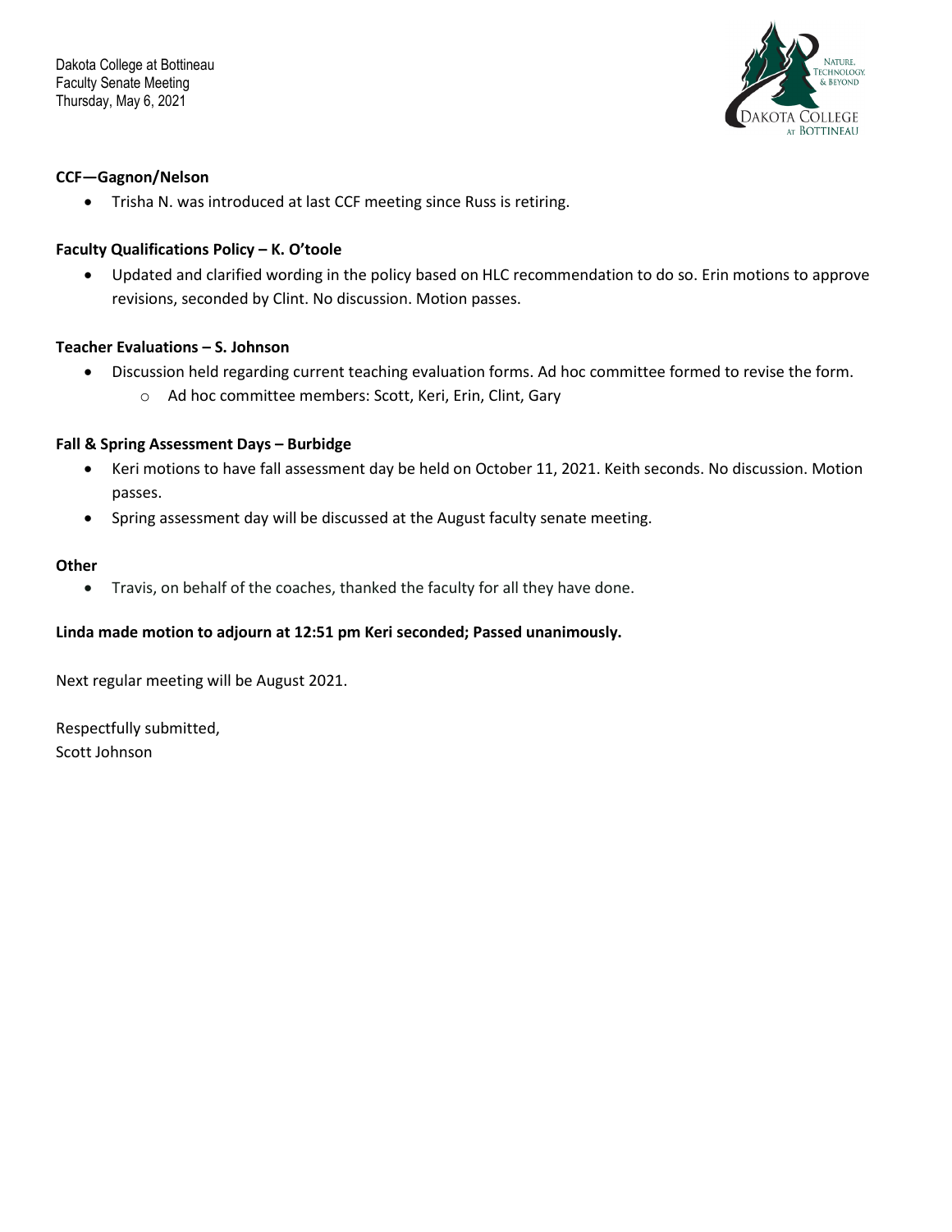**CCF—Gagnon/Nelson**

- Trisha N. was introduced at last CCF meeting since Russ is retiring.

**Faculty Qualifications Policy – K. O'toole**

- Updated and clarified wording in the policy based on HLC recommendation to do so. Erin motions to approve revisions, seconded by Clint. No discussion. Motion passes.

**Teacher Evaluations – S. Johnson**

- Discussion held regarding current teaching evaluation forms. Ad hoc committee formed to revise the form.
  - Ad hoc committee members: Scott, Keri, Erin, Clint, Gary

**Fall & Spring Assessment Days – Burbidge**

- Keri motions to have fall assessment day be held on October 11, 2021. Keith seconds. No discussion. Motion passes.
- Spring assessment day will be discussed at the August faculty senate meeting.

**Other**

- Travis, on behalf of the coaches, thanked the faculty for all they have done.

**Linda made motion to adjourn at 12:51 pm Keri seconded; Passed unanimously.**

Next regular meeting will be August 2021.

Respectfully submitted,
Scott Johnson